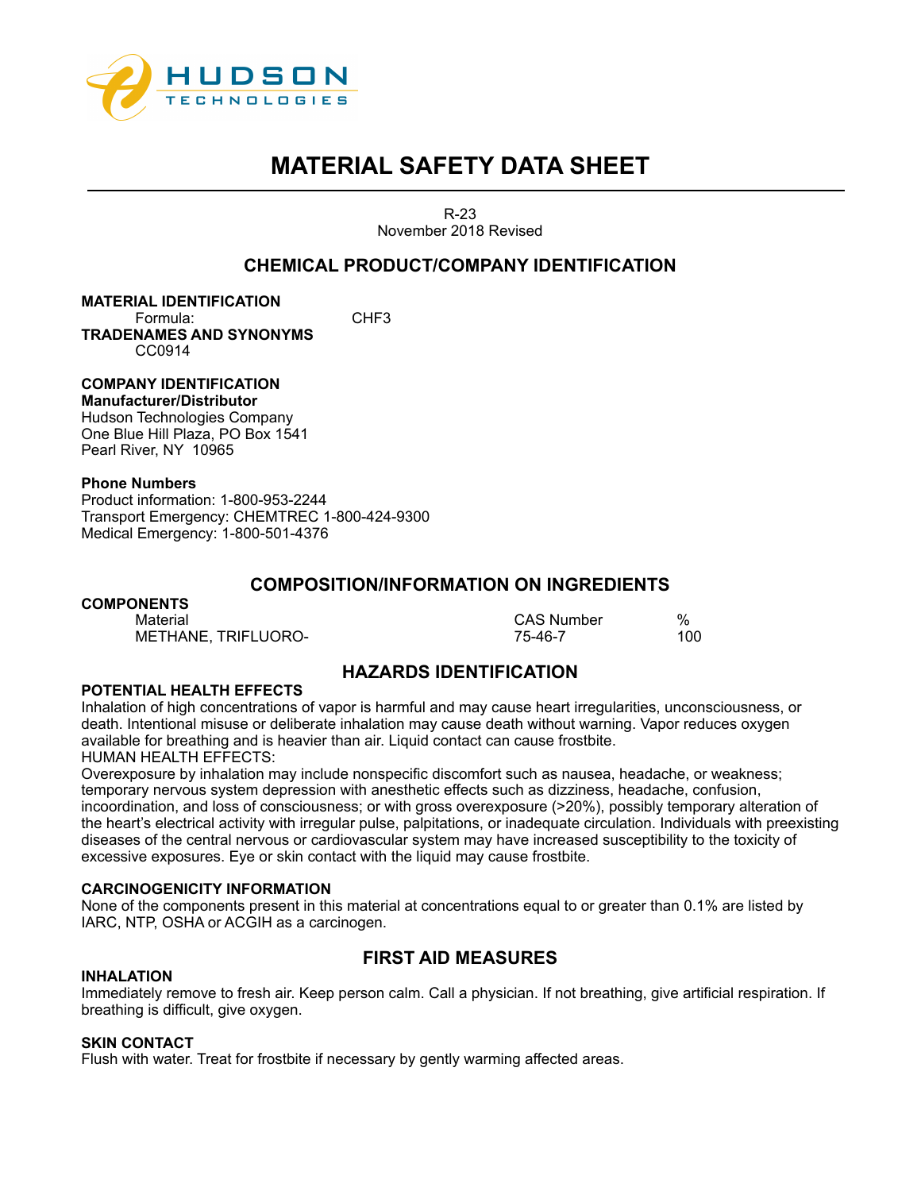HUDSON TECHNOLOGIES

# MATERIAL SAFETY DATA SHEET

R-23
November 2018 Revised

## CHEMICAL PRODUCT/COMPANY IDENTIFICATION

**MATERIAL IDENTIFICATION**

Formula: $CHF_3$

**TRADENAMES AND SYNONYMS**

CC0914

**COMPANY IDENTIFICATION**

**Manufacturer/Distributor**

Hudson Technologies Company
One Blue Hill Plaza, PO Box 1541
Pearl River, NY 10965

**Phone Numbers**

Product information: 1-800-953-2244
Transport Emergency: CHEMTREC 1-800-424-9300
Medical Emergency: 1-800-501-4376

## COMPOSITION/INFORMATION ON INGREDIENTS

**COMPONENTS**

| Material | CAS Number | % |
|---|---|---|
| METHANE, TRIFLUORO- | 75-46-7 | 100 |

## HAZARDS IDENTIFICATION

**POTENTIAL HEALTH EFFECTS**

Inhalation of high concentrations of vapor is harmful and may cause heart irregularities, unconsciousness, or death. Intentional misuse or deliberate inhalation may cause death without warning. Vapor reduces oxygen available for breathing and is heavier than air. Liquid contact can cause frostbite.

HUMAN HEALTH EFFECTS:

Overexposure by inhalation may include nonspecific discomfort such as nausea, headache, or weakness; temporary nervous system depression with anesthetic effects such as dizziness, headache, confusion, incoordination, and loss of consciousness; or with gross overexposure (>20%), possibly temporary alteration of the heart's electrical activity with irregular pulse, palpitations, or inadequate circulation. Individuals with preexisting diseases of the central nervous or cardiovascular system may have increased susceptibility to the toxicity of excessive exposures. Eye or skin contact with the liquid may cause frostbite.

**CARCINOGENICITY INFORMATION**

None of the components present in this material at concentrations equal to or greater than 0.1% are listed by IARC, NTP, OSHA or ACGIH as a carcinogen.

## FIRST AID MEASURES

**INHALATION**

Immediately remove to fresh air. Keep person calm. Call a physician. If not breathing, give artificial respiration. If breathing is difficult, give oxygen.

**SKIN CONTACT**

Flush with water. Treat for frostbite if necessary by gently warming affected areas.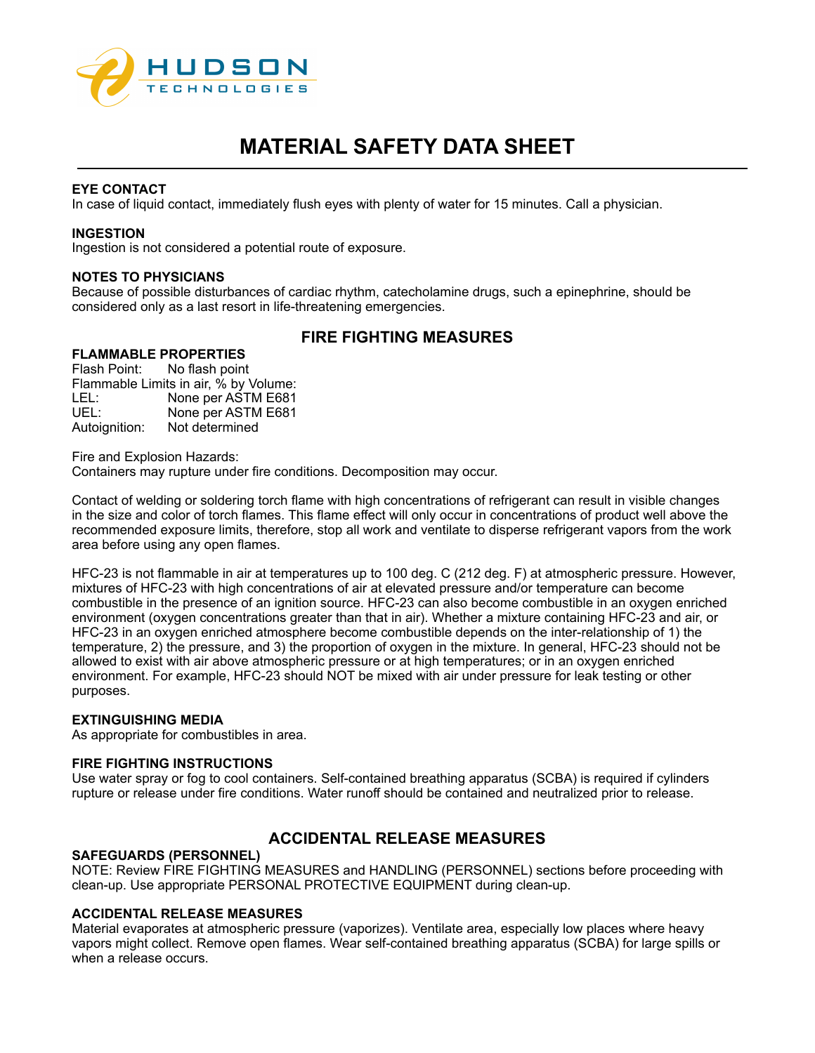# MATERIAL SAFETY DATA SHEET

### EYE CONTACT

In case of liquid contact, immediately flush eyes with plenty of water for 15 minutes. Call a physician.

### INGESTION

Ingestion is not considered a potential route of exposure.

### NOTES TO PHYSICIANS

Because of possible disturbances of cardiac rhythm, catecholamine drugs, such a epinephrine, should be considered only as a last resort in life-threatening emergencies.

## FIRE FIGHTING MEASURES

### FLAMMABLE PROPERTIES

Flash Point: No flash point
Flammable Limits in air, % by Volume:
LEL: None per ASTM E681
UEL: None per ASTM E681
Autoignition: Not determined

Fire and Explosion Hazards:
Containers may rupture under fire conditions. Decomposition may occur.

Contact of welding or soldering torch flame with high concentrations of refrigerant can result in visible changes in the size and color of torch flames. This flame effect will only occur in concentrations of product well above the recommended exposure limits, therefore, stop all work and ventilate to disperse refrigerant vapors from the work area before using any open flames.

HFC-23 is not flammable in air at temperatures up to 100 deg. C (212 deg. F) at atmospheric pressure. However, mixtures of HFC-23 with high concentrations of air at elevated pressure and/or temperature can become combustible in the presence of an ignition source. HFC-23 can also become combustible in an oxygen enriched environment (oxygen concentrations greater than that in air). Whether a mixture containing HFC-23 and air, or HFC-23 in an oxygen enriched atmosphere become combustible depends on the inter-relationship of 1) the temperature, 2) the pressure, and 3) the proportion of oxygen in the mixture. In general, HFC-23 should not be allowed to exist with air above atmospheric pressure or at high temperatures; or in an oxygen enriched environment. For example, HFC-23 should NOT be mixed with air under pressure for leak testing or other purposes.

### EXTINGUISHING MEDIA

As appropriate for combustibles in area.

### FIRE FIGHTING INSTRUCTIONS

Use water spray or fog to cool containers. Self-contained breathing apparatus (SCBA) is required if cylinders rupture or release under fire conditions. Water runoff should be contained and neutralized prior to release.

## ACCIDENTAL RELEASE MEASURES

### SAFEGUARDS (PERSONNEL)

NOTE: Review FIRE FIGHTING MEASURES and HANDLING (PERSONNEL) sections before proceeding with clean-up. Use appropriate PERSONAL PROTECTIVE EQUIPMENT during clean-up.

### ACCIDENTAL RELEASE MEASURES

Material evaporates at atmospheric pressure (vaporizes). Ventilate area, especially low places where heavy vapors might collect. Remove open flames. Wear self-contained breathing apparatus (SCBA) for large spills or when a release occurs.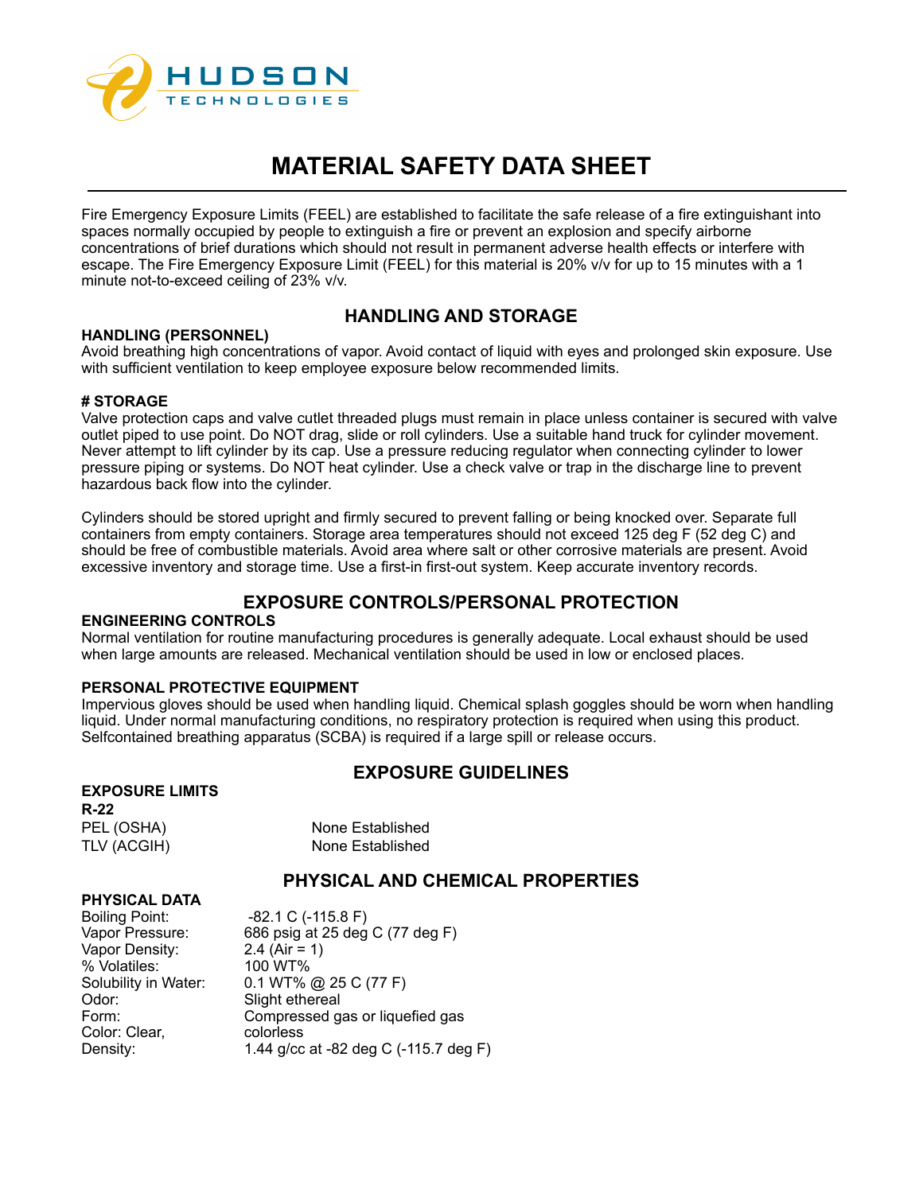# MATERIAL SAFETY DATA SHEET

Fire Emergency Exposure Limits (FEEL) are established to facilitate the safe release of a fire extinguishant into spaces normally occupied by people to extinguish a fire or prevent an explosion and specify airborne concentrations of brief durations which should not result in permanent adverse health effects or interfere with escape. The Fire Emergency Exposure Limit (FEEL) for this material is 20% v/v for up to 15 minutes with a 1 minute not-to-exceed ceiling of 23% v/v.

## HANDLING AND STORAGE

**HANDLING (PERSONNEL)**
Avoid breathing high concentrations of vapor. Avoid contact of liquid with eyes and prolonged skin exposure. Use with sufficient ventilation to keep employee exposure below recommended limits.

**# STORAGE**
Valve protection caps and valve cutlet threaded plugs must remain in place unless container is secured with valve outlet piped to use point. Do NOT drag, slide or roll cylinders. Use a suitable hand truck for cylinder movement. Never attempt to lift cylinder by its cap. Use a pressure reducing regulator when connecting cylinder to lower pressure piping or systems. Do NOT heat cylinder. Use a check valve or trap in the discharge line to prevent hazardous back flow into the cylinder.

Cylinders should be stored upright and firmly secured to prevent falling or being knocked over. Separate full containers from empty containers. Storage area temperatures should not exceed 125 deg F (52 deg C) and should be free of combustible materials. Avoid area where salt or other corrosive materials are present. Avoid excessive inventory and storage time. Use a first-in first-out system. Keep accurate inventory records.

## EXPOSURE CONTROLS/PERSONAL PROTECTION

**ENGINEERING CONTROLS**
Normal ventilation for routine manufacturing procedures is generally adequate. Local exhaust should be used when large amounts are released. Mechanical ventilation should be used in low or enclosed places.

**PERSONAL PROTECTIVE EQUIPMENT**
Impervious gloves should be used when handling liquid. Chemical splash goggles should be worn when handling liquid. Under normal manufacturing conditions, no respiratory protection is required when using this product. Selfcontained breathing apparatus (SCBA) is required if a large spill or release occurs.

## EXPOSURE GUIDELINES

**EXPOSURE LIMITS**
**R-22**

| | |
|---|---|
| PEL (OSHA) | None Established |
| TLV (ACGIH) | None Established |

## PHYSICAL AND CHEMICAL PROPERTIES

**PHYSICAL DATA**

| | |
|---|---|
| Boiling Point: | -82.1 C (-115.8 F) |
| Vapor Pressure: | 686 psig at 25 deg C (77 deg F) |
| Vapor Density: | 2.4 (Air = 1) |
| % Volatiles: | 100 WT% |
| Solubility in Water: | 0.1 WT% @ 25 C (77 F) |
| Odor: | Slight ethereal |
| Form: | Compressed gas or liquefied gas |
| Color: Clear, | colorless |
| Density: | 1.44 g/cc at -82 deg C (-115.7 deg F) |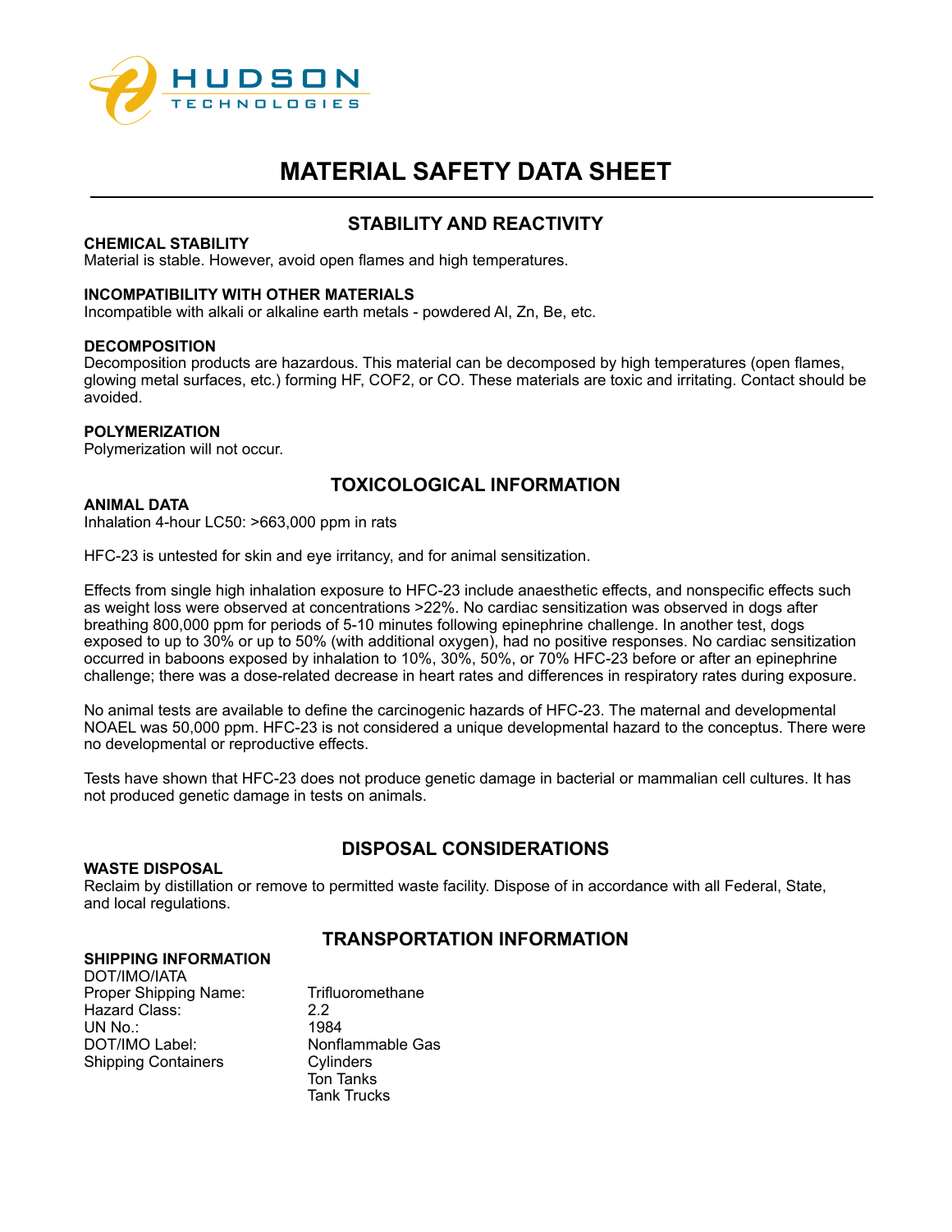# MATERIAL SAFETY DATA SHEET

## STABILITY AND REACTIVITY

**CHEMICAL STABILITY**

Material is stable. However, avoid open flames and high temperatures.

**INCOMPATIBILITY WITH OTHER MATERIALS**

Incompatible with alkali or alkaline earth metals - powdered Al, Zn, Be, etc.

**DECOMPOSITION**

Decomposition products are hazardous. This material can be decomposed by high temperatures (open flames, glowing metal surfaces, etc.) forming HF, $COF_2$, or CO. These materials are toxic and irritating. Contact should be avoided.

**POLYMERIZATION**

Polymerization will not occur.

## TOXICOLOGICAL INFORMATION

**ANIMAL DATA**

Inhalation 4-hour LC50: >663,000 ppm in rats

HFC-23 is untested for skin and eye irritancy, and for animal sensitization.

Effects from single high inhalation exposure to HFC-23 include anaesthetic effects, and nonspecific effects such as weight loss were observed at concentrations >22%. No cardiac sensitization was observed in dogs after breathing 800,000 ppm for periods of 5-10 minutes following epinephrine challenge. In another test, dogs exposed to up to 30% or up to 50% (with additional oxygen), had no positive responses. No cardiac sensitization occurred in baboons exposed by inhalation to 10%, 30%, 50%, or 70% HFC-23 before or after an epinephrine challenge; there was a dose-related decrease in heart rates and differences in respiratory rates during exposure.

No animal tests are available to define the carcinogenic hazards of HFC-23. The maternal and developmental NOAEL was 50,000 ppm. HFC-23 is not considered a unique developmental hazard to the conceptus. There were no developmental or reproductive effects.

Tests have shown that HFC-23 does not produce genetic damage in bacterial or mammalian cell cultures. It has not produced genetic damage in tests on animals.

## DISPOSAL CONSIDERATIONS

**WASTE DISPOSAL**

Reclaim by distillation or remove to permitted waste facility. Dispose of in accordance with all Federal, State, and local regulations.

## TRANSPORTATION INFORMATION

**SHIPPING INFORMATION**

DOT/IMO/IATA

| | |
|---|---|
| Proper Shipping Name: | Trifluoromethane |
| Hazard Class: | 2.2 |
| UN No.: | 1984 |
| DOT/IMO Label: | Nonflammable Gas |
| Shipping Containers | Cylinders<br>Ton Tanks<br>Tank Trucks |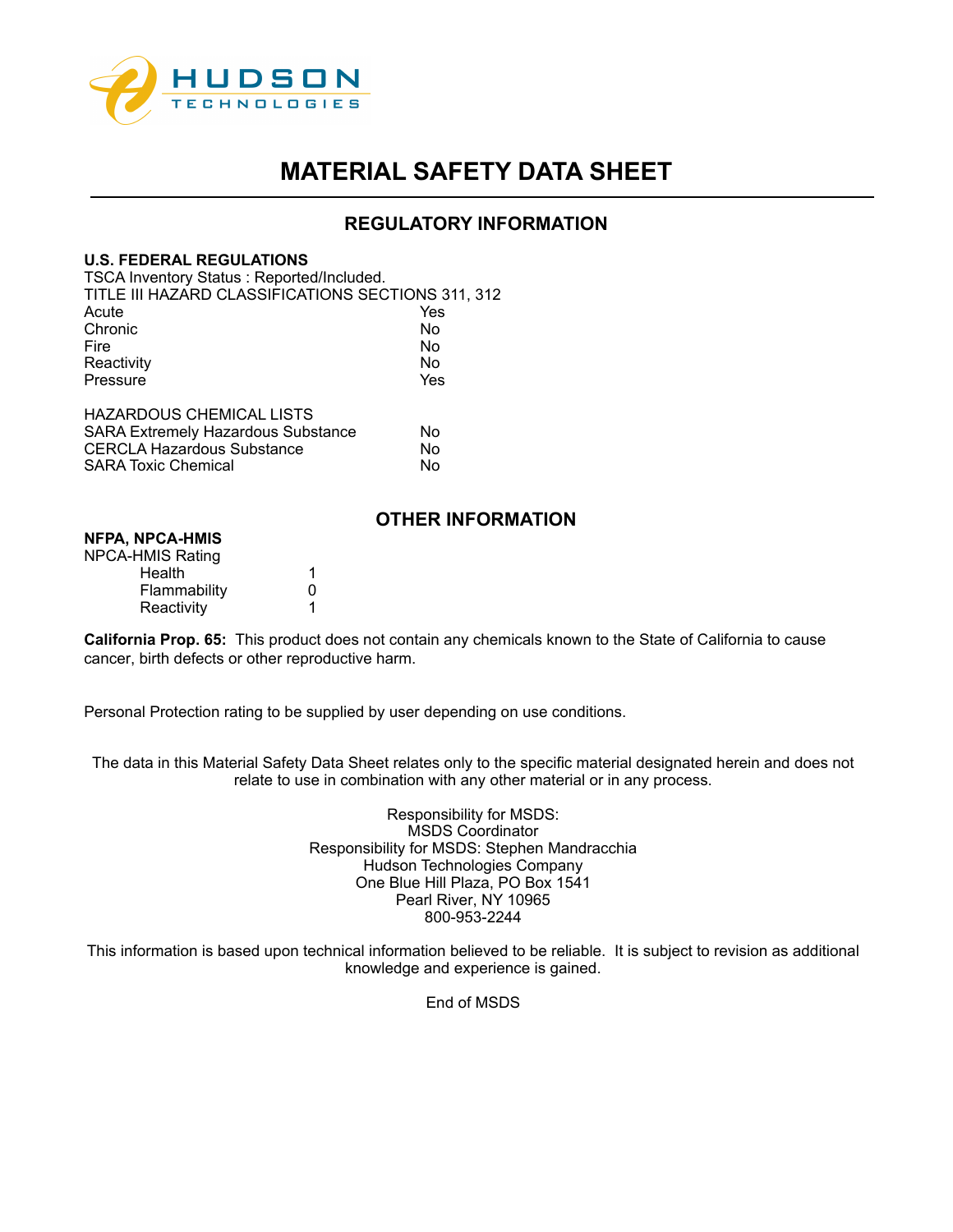HUDSON
TECHNOLOGIES

# MATERIAL SAFETY DATA SHEET

## REGULATORY INFORMATION

**U.S. FEDERAL REGULATIONS**

TSCA Inventory Status : Reported/Included.

TITLE III HAZARD CLASSIFICATIONS SECTIONS 311, 312

| | |
|---|---|
| Acute | Yes |
| Chronic | No |
| Fire | No |
| Reactivity | No |
| Pressure | Yes |

HAZARDOUS CHEMICAL LISTS

| | |
|---|---|
| SARA Extremely Hazardous Substance | No |
| CERCLA Hazardous Substance | No |
| SARA Toxic Chemical | No |

## OTHER INFORMATION

**NFPA, NPCA-HMIS**

NPCA-HMIS Rating

| | |
|---|---|
| Health | 1 |
| Flammability | 0 |
| Reactivity | 1 |

**California Prop. 65:** This product does not contain any chemicals known to the State of California to cause cancer, birth defects or other reproductive harm.

Personal Protection rating to be supplied by user depending on use conditions.

The data in this Material Safety Data Sheet relates only to the specific material designated herein and does not relate to use in combination with any other material or in any process.

Responsibility for MSDS:
MSDS Coordinator
Responsibility for MSDS: Stephen Mandracchia
Hudson Technologies Company
One Blue Hill Plaza, PO Box 1541
Pearl River, NY 10965
800-953-2244

This information is based upon technical information believed to be reliable. It is subject to revision as additional knowledge and experience is gained.

End of MSDS